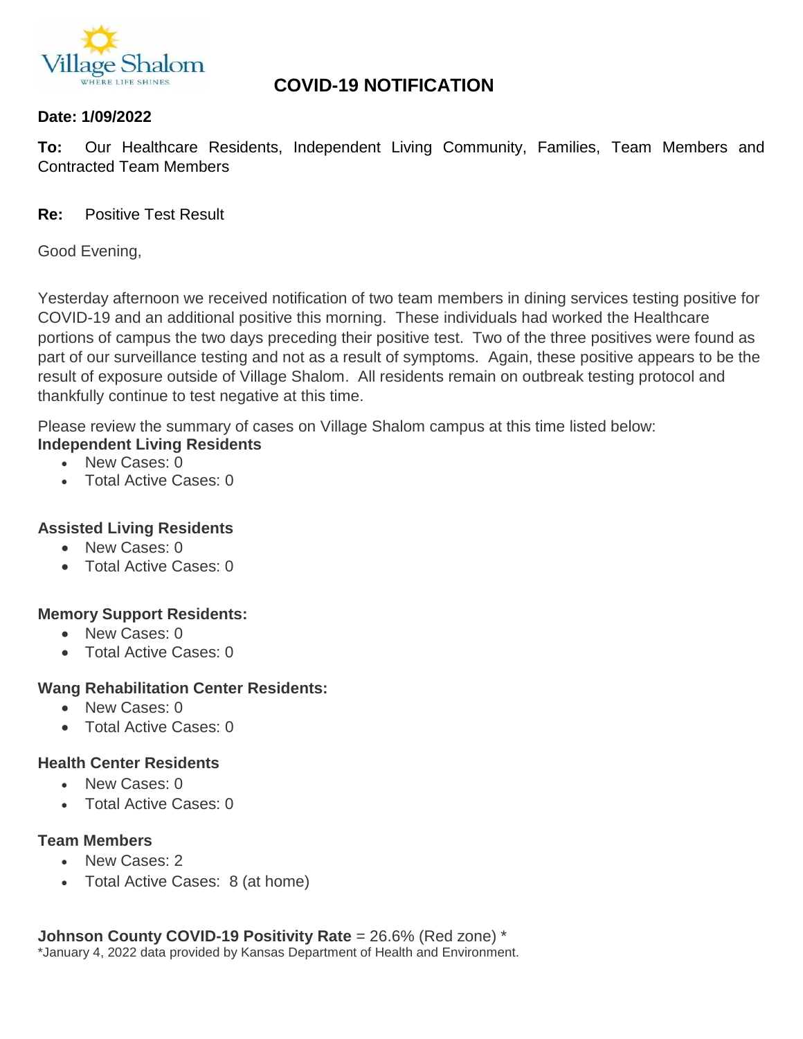# COVID-19 NOTIFICATION

**Date: 1/09/2022**

**To:** Our Healthcare Residents, Independent Living Community, Families, Team Members and Contracted Team Members

**Re:** Positive Test Result

Good Evening,

Yesterday afternoon we received notification of two team members in dining services testing positive for COVID-19 and an additional positive this morning. These individuals had worked the Healthcare portions of campus the two days preceding their positive test. Two of the three positives were found as part of our surveillance testing and not as a result of symptoms. Again, these positive appears to be the result of exposure outside of Village Shalom. All residents remain on outbreak testing protocol and thankfully continue to test negative at this time.

Please review the summary of cases on Village Shalom campus at this time listed below:

**Independent Living Residents**

- New Cases: 0
- Total Active Cases: 0

**Assisted Living Residents**

- New Cases: 0
- Total Active Cases: 0

**Memory Support Residents:**

- New Cases: 0
- Total Active Cases: 0

**Wang Rehabilitation Center Residents:**

- New Cases: 0
- Total Active Cases: 0

**Health Center Residents**

- New Cases: 0
- Total Active Cases: 0

**Team Members**

- New Cases: 2
- Total Active Cases: 8 (at home)

**Johnson County COVID-19 Positivity Rate** = 26.6% (Red zone) *

*January 4, 2022 data provided by Kansas Department of Health and Environment.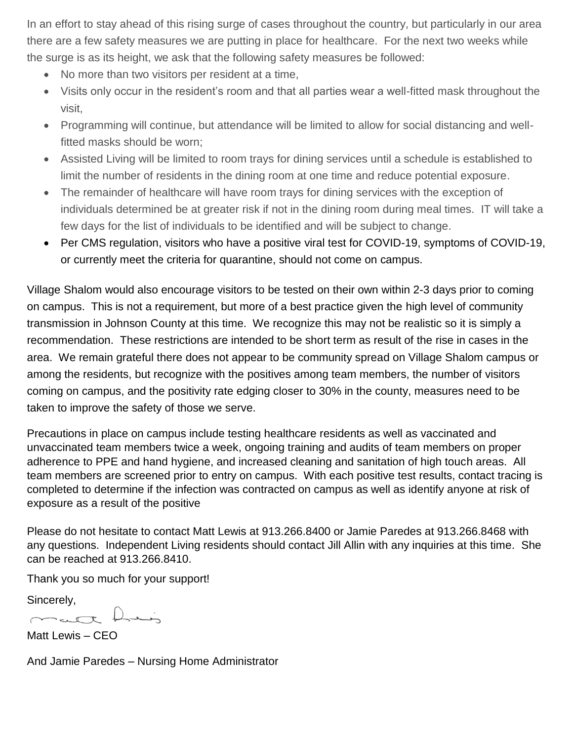In an effort to stay ahead of this rising surge of cases throughout the country, but particularly in our area there are a few safety measures we are putting in place for healthcare. For the next two weeks while the surge is as its height, we ask that the following safety measures be followed:

- No more than two visitors per resident at a time,
- Visits only occur in the resident's room and that all parties wear a well-fitted mask throughout the visit,
- Programming will continue, but attendance will be limited to allow for social distancing and well-fitted masks should be worn;
- Assisted Living will be limited to room trays for dining services until a schedule is established to limit the number of residents in the dining room at one time and reduce potential exposure.
- The remainder of healthcare will have room trays for dining services with the exception of individuals determined be at greater risk if not in the dining room during meal times. IT will take a few days for the list of individuals to be identified and will be subject to change.
- Per CMS regulation, visitors who have a positive viral test for COVID-19, symptoms of COVID-19, or currently meet the criteria for quarantine, should not come on campus.

Village Shalom would also encourage visitors to be tested on their own within 2-3 days prior to coming on campus. This is not a requirement, but more of a best practice given the high level of community transmission in Johnson County at this time. We recognize this may not be realistic so it is simply a recommendation. These restrictions are intended to be short term as result of the rise in cases in the area. We remain grateful there does not appear to be community spread on Village Shalom campus or among the residents, but recognize with the positives among team members, the number of visitors coming on campus, and the positivity rate edging closer to 30% in the county, measures need to be taken to improve the safety of those we serve.

Precautions in place on campus include testing healthcare residents as well as vaccinated and unvaccinated team members twice a week, ongoing training and audits of team members on proper adherence to PPE and hand hygiene, and increased cleaning and sanitation of high touch areas. All team members are screened prior to entry on campus. With each positive test results, contact tracing is completed to determine if the infection was contracted on campus as well as identify anyone at risk of exposure as a result of the positive

Please do not hesitate to contact Matt Lewis at 913.266.8400 or Jamie Paredes at 913.266.8468 with any questions. Independent Living residents should contact Jill Allin with any inquiries at this time. She can be reached at 913.266.8410.

Thank you so much for your support!

Sincerely,

Matt Lewis – CEO

And Jamie Paredes – Nursing Home Administrator